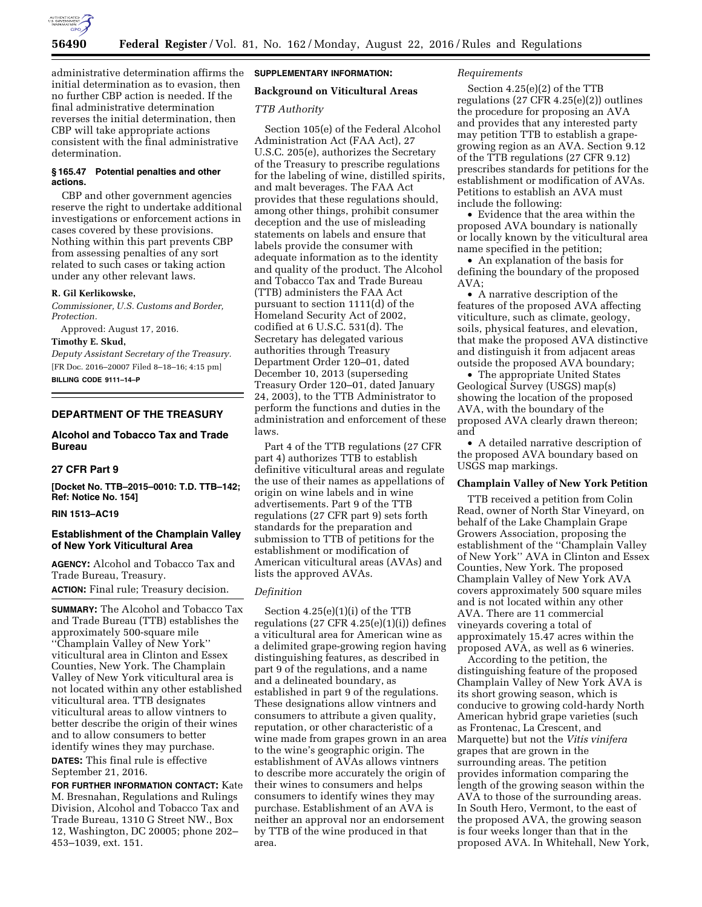administrative determination affirms the initial determination as to evasion, then no further CBP action is needed. If the final administrative determination reverses the initial determination, then CBP will take appropriate actions consistent with the final administrative determination.

**§ 165.47 Potential penalties and other actions.**

CBP and other government agencies reserve the right to undertake additional investigations or enforcement actions in cases covered by these provisions. Nothing within this part prevents CBP from assessing penalties of any sort related to such cases or taking action under any other relevant laws.

**R. Gil Kerlikowske,**

*Commissioner, U.S. Customs and Border Protection.*

Approved: August 17, 2016.

**Timothy E. Skud,**

*Deputy Assistant Secretary of the Treasury.*

[FR Doc. 2016–20007 Filed 8–18–16; 4:15 pm]

**BILLING CODE 9111–14–P**

---

## DEPARTMENT OF THE TREASURY

### Alcohol and Tobacco Tax and Trade Bureau

### 27 CFR Part 9

**[Docket No. TTB–2015–0010: T.D. TTB–142; Ref: Notice No. 154]**

**RIN 1513–AC19**

### Establishment of the Champlain Valley of New York Viticultural Area

**AGENCY:** Alcohol and Tobacco Tax and Trade Bureau, Treasury.

**ACTION:** Final rule; Treasury decision.

**SUMMARY:** The Alcohol and Tobacco Tax and Trade Bureau (TTB) establishes the approximately 500-square mile "Champlain Valley of New York" viticultural area in Clinton and Essex Counties, New York. The Champlain Valley of New York viticultural area is not located within any other established viticultural area. TTB designates viticultural areas to allow vintners to better describe the origin of their wines and to allow consumers to better identify wines they may purchase.

**DATES:** This final rule is effective September 21, 2016.

**FOR FURTHER INFORMATION CONTACT:** Kate M. Bresnahan, Regulations and Rulings Division, Alcohol and Tobacco Tax and Trade Bureau, 1310 G Street NW., Box 12, Washington, DC 20005; phone 202–453–1039, ext. 151.

**SUPPLEMENTARY INFORMATION:**

**Background on Viticultural Areas**

*TTB Authority*

Section 105(e) of the Federal Alcohol Administration Act (FAA Act), 27 U.S.C. 205(e), authorizes the Secretary of the Treasury to prescribe regulations for the labeling of wine, distilled spirits, and malt beverages. The FAA Act provides that these regulations should, among other things, prohibit consumer deception and the use of misleading statements on labels and ensure that labels provide the consumer with adequate information as to the identity and quality of the product. The Alcohol and Tobacco Tax and Trade Bureau (TTB) administers the FAA Act pursuant to section 1111(d) of the Homeland Security Act of 2002, codified at 6 U.S.C. 531(d). The Secretary has delegated various authorities through Treasury Department Order 120–01, dated December 10, 2013 (superseding Treasury Order 120–01, dated January 24, 2003), to the TTB Administrator to perform the functions and duties in the administration and enforcement of these laws.

Part 4 of the TTB regulations (27 CFR part 4) authorizes TTB to establish definitive viticultural areas and regulate the use of their names as appellations of origin on wine labels and in wine advertisements. Part 9 of the TTB regulations (27 CFR part 9) sets forth standards for the preparation and submission to TTB of petitions for the establishment or modification of American viticultural areas (AVAs) and lists the approved AVAs.

*Definition*

Section 4.25(e)(1)(i) of the TTB regulations (27 CFR 4.25(e)(1)(i)) defines a viticultural area for American wine as a delimited grape-growing region having distinguishing features, as described in part 9 of the regulations, and a name and a delineated boundary, as established in part 9 of the regulations. These designations allow vintners and consumers to attribute a given quality, reputation, or other characteristic of a wine made from grapes grown in an area to the wine's geographic origin. The establishment of AVAs allows vintners to describe more accurately the origin of their wines to consumers and helps consumers to identify wines they may purchase. Establishment of an AVA is neither an approval nor an endorsement by TTB of the wine produced in that area.

*Requirements*

Section 4.25(e)(2) of the TTB regulations (27 CFR 4.25(e)(2)) outlines the procedure for proposing an AVA and provides that any interested party may petition TTB to establish a grape-growing region as an AVA. Section 9.12 of the TTB regulations (27 CFR 9.12) prescribes standards for petitions for the establishment or modification of AVAs. Petitions to establish an AVA must include the following:

- Evidence that the area within the proposed AVA boundary is nationally or locally known by the viticultural area name specified in the petition;
- An explanation of the basis for defining the boundary of the proposed AVA;
- A narrative description of the features of the proposed AVA affecting viticulture, such as climate, geology, soils, physical features, and elevation, that make the proposed AVA distinctive and distinguish it from adjacent areas outside the proposed AVA boundary;
- The appropriate United States Geological Survey (USGS) map(s) showing the location of the proposed AVA, with the boundary of the proposed AVA clearly drawn thereon; and
- A detailed narrative description of the proposed AVA boundary based on USGS map markings.

**Champlain Valley of New York Petition**

TTB received a petition from Colin Read, owner of North Star Vineyard, on behalf of the Lake Champlain Grape Growers Association, proposing the establishment of the "Champlain Valley of New York" AVA in Clinton and Essex Counties, New York. The proposed Champlain Valley of New York AVA covers approximately 500 square miles and is not located within any other AVA. There are 11 commercial vineyards covering a total of approximately 15.47 acres within the proposed AVA, as well as 6 wineries.

According to the petition, the distinguishing feature of the proposed Champlain Valley of New York AVA is its short growing season, which is conducive to growing cold-hardy North American hybrid grape varieties (such as Frontenac, La Crescent, and Marquette) but not the *Vitis vinifera* grapes that are grown in the surrounding areas. The petition provides information comparing the length of the growing season within the AVA to those of the surrounding areas. In South Hero, Vermont, to the east of the proposed AVA, the growing season is four weeks longer than that in the proposed AVA. In Whitehall, New York,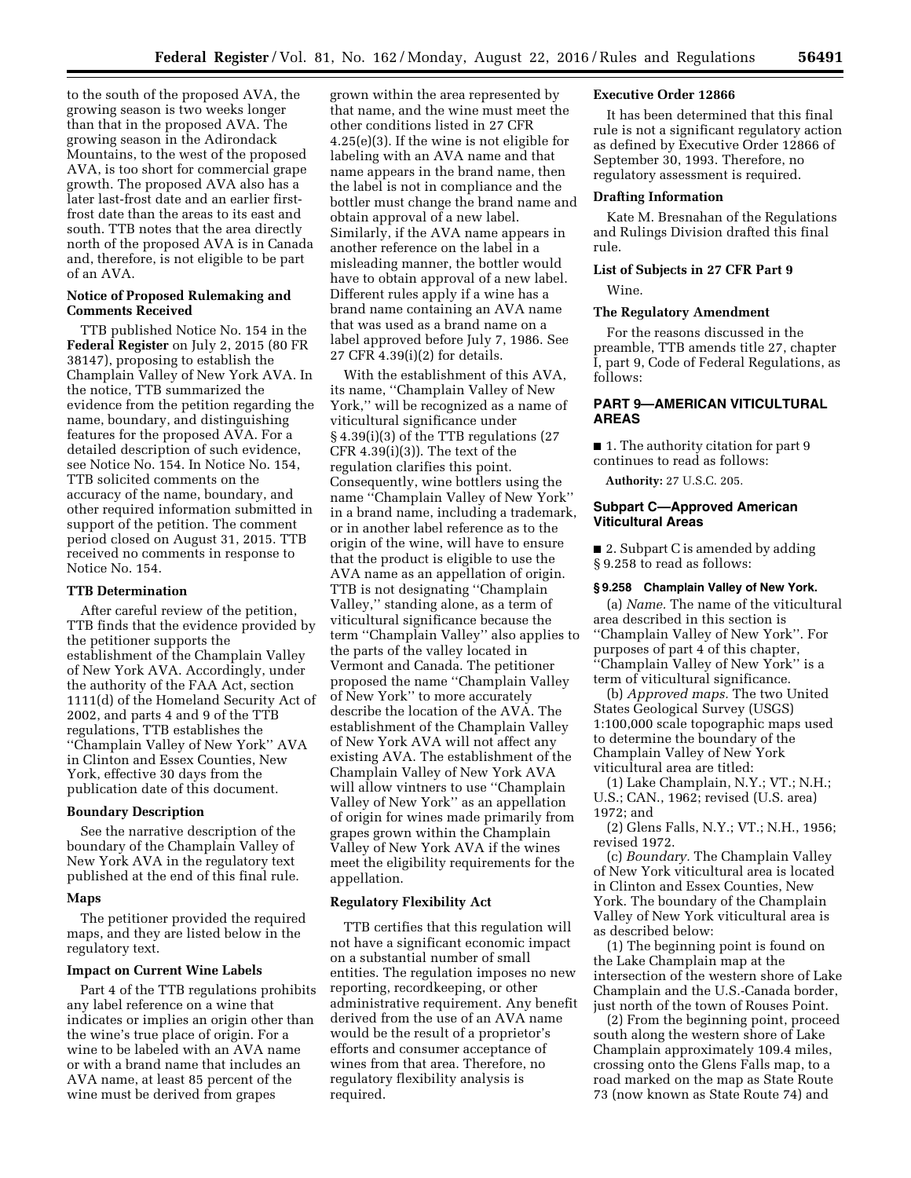to the south of the proposed AVA, the growing season is two weeks longer than that in the proposed AVA. The growing season in the Adirondack Mountains, to the west of the proposed AVA, is too short for commercial grape growth. The proposed AVA also has a later last-frost date and an earlier first-frost date than the areas to its east and south. TTB notes that the area directly north of the proposed AVA is in Canada and, therefore, is not eligible to be part of an AVA.

### Notice of Proposed Rulemaking and Comments Received

TTB published Notice No. 154 in the **Federal Register** on July 2, 2015 (80 FR 38147), proposing to establish the Champlain Valley of New York AVA. In the notice, TTB summarized the evidence from the petition regarding the name, boundary, and distinguishing features for the proposed AVA. For a detailed description of such evidence, see Notice No. 154. In Notice No. 154, TTB solicited comments on the accuracy of the name, boundary, and other required information submitted in support of the petition. The comment period closed on August 31, 2015. TTB received no comments in response to Notice No. 154.

### TTB Determination

After careful review of the petition, TTB finds that the evidence provided by the petitioner supports the establishment of the Champlain Valley of New York AVA. Accordingly, under the authority of the FAA Act, section 1111(d) of the Homeland Security Act of 2002, and parts 4 and 9 of the TTB regulations, TTB establishes the ''Champlain Valley of New York'' AVA in Clinton and Essex Counties, New York, effective 30 days from the publication date of this document.

### Boundary Description

See the narrative description of the boundary of the Champlain Valley of New York AVA in the regulatory text published at the end of this final rule.

### Maps

The petitioner provided the required maps, and they are listed below in the regulatory text.

### Impact on Current Wine Labels

Part 4 of the TTB regulations prohibits any label reference on a wine that indicates or implies an origin other than the wine's true place of origin. For a wine to be labeled with an AVA name or with a brand name that includes an AVA name, at least 85 percent of the wine must be derived from grapes grown within the area represented by that name, and the wine must meet the other conditions listed in 27 CFR 4.25(e)(3). If the wine is not eligible for labeling with an AVA name and that name appears in the brand name, then the label is not in compliance and the bottler must change the brand name and obtain approval of a new label. Similarly, if the AVA name appears in another reference on the label in a misleading manner, the bottler would have to obtain approval of a new label. Different rules apply if a wine has a brand name containing an AVA name that was used as a brand name on a label approved before July 7, 1986. See 27 CFR 4.39(i)(2) for details.

With the establishment of this AVA, its name, ''Champlain Valley of New York,'' will be recognized as a name of viticultural significance under § 4.39(i)(3) of the TTB regulations (27 CFR 4.39(i)(3)). The text of the regulation clarifies this point. Consequently, wine bottlers using the name ''Champlain Valley of New York'' in a brand name, including a trademark, or in another label reference as to the origin of the wine, will have to ensure that the product is eligible to use the AVA name as an appellation of origin. TTB is not designating ''Champlain Valley,'' standing alone, as a term of viticultural significance because the term ''Champlain Valley'' also applies to the parts of the valley located in Vermont and Canada. The petitioner proposed the name ''Champlain Valley of New York'' to more accurately describe the location of the AVA. The establishment of the Champlain Valley of New York AVA will not affect any existing AVA. The establishment of the Champlain Valley of New York AVA will allow vintners to use ''Champlain Valley of New York'' as an appellation of origin for wines made primarily from grapes grown within the Champlain Valley of New York AVA if the wines meet the eligibility requirements for the appellation.

### Regulatory Flexibility Act

TTB certifies that this regulation will not have a significant economic impact on a substantial number of small entities. The regulation imposes no new reporting, recordkeeping, or other administrative requirement. Any benefit derived from the use of an AVA name would be the result of a proprietor's efforts and consumer acceptance of wines from that area. Therefore, no regulatory flexibility analysis is required.

### Executive Order 12866

It has been determined that this final rule is not a significant regulatory action as defined by Executive Order 12866 of September 30, 1993. Therefore, no regulatory assessment is required.

### Drafting Information

Kate M. Bresnahan of the Regulations and Rulings Division drafted this final rule.

### List of Subjects in 27 CFR Part 9

Wine.

### The Regulatory Amendment

For the reasons discussed in the preamble, TTB amends title 27, chapter I, part 9, Code of Federal Regulations, as follows:

## PART 9—AMERICAN VITICULTURAL AREAS

■ 1. The authority citation for part 9 continues to read as follows:

**Authority:** 27 U.S.C. 205.

### Subpart C—Approved American Viticultural Areas

■ 2. Subpart C is amended by adding § 9.258 to read as follows:

**§ 9.258 Champlain Valley of New York.**

(a) *Name.* The name of the viticultural area described in this section is ''Champlain Valley of New York''. For purposes of part 4 of this chapter, ''Champlain Valley of New York'' is a term of viticultural significance.

(b) *Approved maps.* The two United States Geological Survey (USGS) 1:100,000 scale topographic maps used to determine the boundary of the Champlain Valley of New York viticultural area are titled:

(1) Lake Champlain, N.Y.; VT.; N.H.; U.S.; CAN., 1962; revised (U.S. area) 1972; and

(2) Glens Falls, N.Y.; VT.; N.H., 1956; revised 1972.

(c) *Boundary.* The Champlain Valley of New York viticultural area is located in Clinton and Essex Counties, New York. The boundary of the Champlain Valley of New York viticultural area is as described below:

(1) The beginning point is found on the Lake Champlain map at the intersection of the western shore of Lake Champlain and the U.S.-Canada border, just north of the town of Rouses Point.

(2) From the beginning point, proceed south along the western shore of Lake Champlain approximately 109.4 miles, crossing onto the Glens Falls map, to a road marked on the map as State Route 73 (now known as State Route 74) and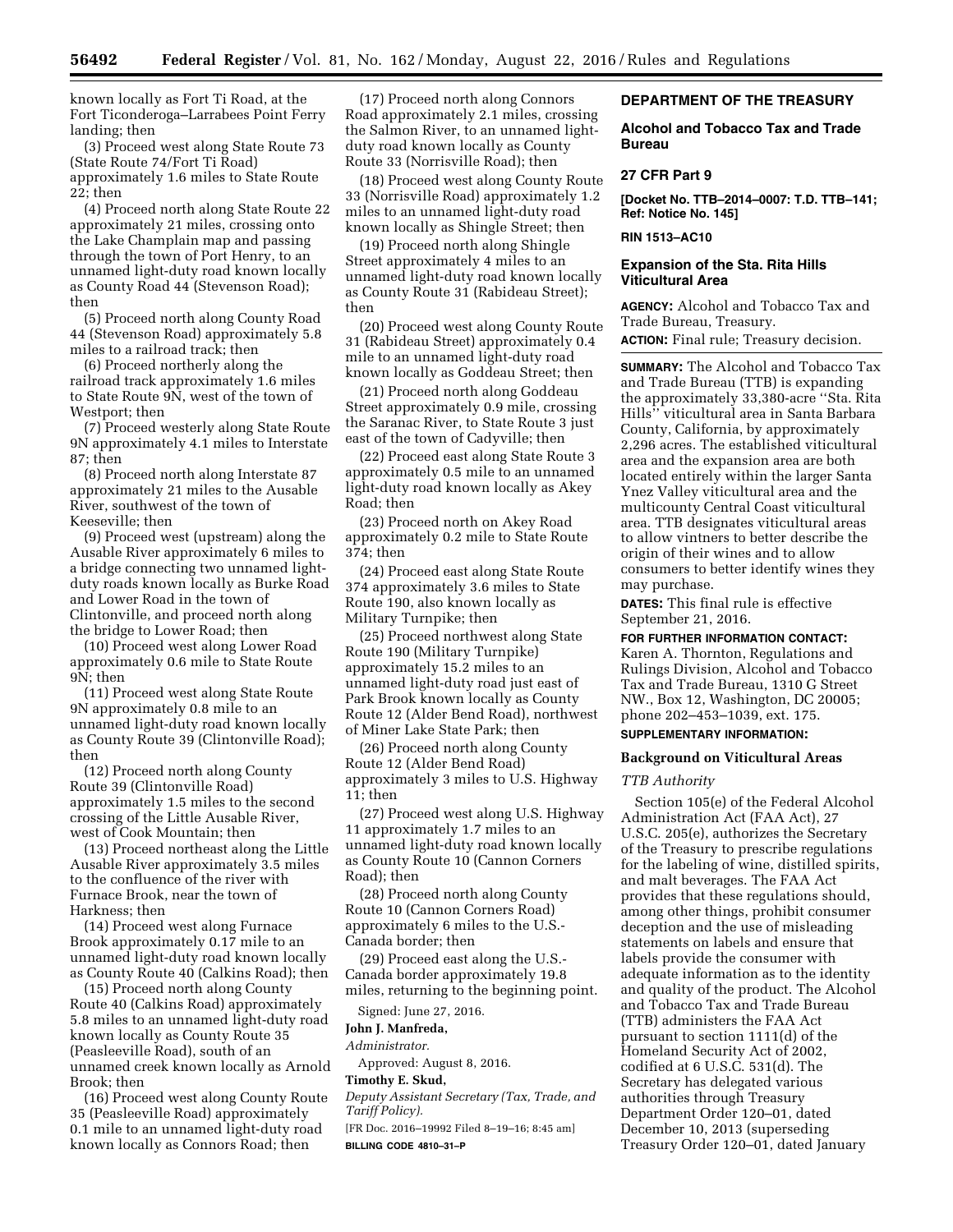known locally as Fort Ti Road, at the Fort Ticonderoga–Larrabees Point Ferry landing; then

(3) Proceed west along State Route 73 (State Route 74/Fort Ti Road) approximately 1.6 miles to State Route 22; then

(4) Proceed north along State Route 22 approximately 21 miles, crossing onto the Lake Champlain map and passing through the town of Port Henry, to an unnamed light-duty road known locally as County Road 44 (Stevenson Road); then

(5) Proceed north along County Road 44 (Stevenson Road) approximately 5.8 miles to a railroad track; then

(6) Proceed northerly along the railroad track approximately 1.6 miles to State Route 9N, west of the town of Westport; then

(7) Proceed westerly along State Route 9N approximately 4.1 miles to Interstate 87; then

(8) Proceed north along Interstate 87 approximately 21 miles to the Ausable River, southwest of the town of Keeseville; then

(9) Proceed west (upstream) along the Ausable River approximately 6 miles to a bridge connecting two unnamed light-duty roads known locally as Burke Road and Lower Road in the town of Clintonville, and proceed north along the bridge to Lower Road; then

(10) Proceed west along Lower Road approximately 0.6 mile to State Route 9N; then

(11) Proceed west along State Route 9N approximately 0.8 mile to an unnamed light-duty road known locally as County Route 39 (Clintonville Road); then

(12) Proceed north along County Route 39 (Clintonville Road) approximately 1.5 miles to the second crossing of the Little Ausable River, west of Cook Mountain; then

(13) Proceed northeast along the Little Ausable River approximately 3.5 miles to the confluence of the river with Furnace Brook, near the town of Harkness; then

(14) Proceed west along Furnace Brook approximately 0.17 mile to an unnamed light-duty road known locally as County Route 40 (Calkins Road); then

(15) Proceed north along County Route 40 (Calkins Road) approximately 5.8 miles to an unnamed light-duty road known locally as County Route 35 (Peasleeville Road), south of an unnamed creek known locally as Arnold Brook; then

(16) Proceed west along County Route 35 (Peasleeville Road) approximately 0.1 mile to an unnamed light-duty road known locally as Connors Road; then

(17) Proceed north along Connors Road approximately 2.1 miles, crossing the Salmon River, to an unnamed light-duty road known locally as County Route 33 (Norrisville Road); then

(18) Proceed west along County Route 33 (Norrisville Road) approximately 1.2 miles to an unnamed light-duty road known locally as Shingle Street; then

(19) Proceed north along Shingle Street approximately 4 miles to an unnamed light-duty road known locally as County Route 31 (Rabideau Street); then

(20) Proceed west along County Route 31 (Rabideau Street) approximately 0.4 mile to an unnamed light-duty road known locally as Goddeau Street; then

(21) Proceed north along Goddeau Street approximately 0.9 mile, crossing the Saranac River, to State Route 3 just east of the town of Cadyville; then

(22) Proceed east along State Route 3 approximately 0.5 mile to an unnamed light-duty road known locally as Akey Road; then

(23) Proceed north on Akey Road approximately 0.2 mile to State Route 374; then

(24) Proceed east along State Route 374 approximately 3.6 miles to State Route 190, also known locally as Military Turnpike; then

(25) Proceed northwest along State Route 190 (Military Turnpike) approximately 15.2 miles to an unnamed light-duty road just east of Park Brook known locally as County Route 12 (Alder Bend Road), northwest of Miner Lake State Park; then

(26) Proceed north along County Route 12 (Alder Bend Road) approximately 3 miles to U.S. Highway 11; then

(27) Proceed west along U.S. Highway 11 approximately 1.7 miles to an unnamed light-duty road known locally as County Route 10 (Cannon Corners Road); then

(28) Proceed north along County Route 10 (Cannon Corners Road) approximately 6 miles to the U.S.-Canada border; then

(29) Proceed east along the U.S.-Canada border approximately 19.8 miles, returning to the beginning point.

Signed: June 27, 2016.

**John J. Manfreda,**

*Administrator.*

Approved: August 8, 2016.

**Timothy E. Skud,**

*Deputy Assistant Secretary (Tax, Trade, and Tariff Policy).*

[FR Doc. 2016–19992 Filed 8–19–16; 8:45 am]

**BILLING CODE 4810–31–P**

## DEPARTMENT OF THE TREASURY

### Alcohol and Tobacco Tax and Trade Bureau

### 27 CFR Part 9

**[Docket No. TTB–2014–0007: T.D. TTB–141; Ref: Notice No. 145]**

**RIN 1513–AC10**

### Expansion of the Sta. Rita Hills Viticultural Area

**AGENCY:** Alcohol and Tobacco Tax and Trade Bureau, Treasury.

**ACTION:** Final rule; Treasury decision.

**SUMMARY:** The Alcohol and Tobacco Tax and Trade Bureau (TTB) is expanding the approximately 33,380-acre ''Sta. Rita Hills'' viticultural area in Santa Barbara County, California, by approximately 2,296 acres. The established viticultural area and the expansion area are both located entirely within the larger Santa Ynez Valley viticultural area and the multicounty Central Coast viticultural area. TTB designates viticultural areas to allow vintners to better describe the origin of their wines and to allow consumers to better identify wines they may purchase.

**DATES:** This final rule is effective September 21, 2016.

**FOR FURTHER INFORMATION CONTACT:** Karen A. Thornton, Regulations and Rulings Division, Alcohol and Tobacco Tax and Trade Bureau, 1310 G Street NW., Box 12, Washington, DC 20005; phone 202–453–1039, ext. 175.

**SUPPLEMENTARY INFORMATION:**

#### Background on Viticultural Areas

*TTB Authority*

Section 105(e) of the Federal Alcohol Administration Act (FAA Act), 27 U.S.C. 205(e), authorizes the Secretary of the Treasury to prescribe regulations for the labeling of wine, distilled spirits, and malt beverages. The FAA Act provides that these regulations should, among other things, prohibit consumer deception and the use of misleading statements on labels and ensure that labels provide the consumer with adequate information as to the identity and quality of the product. The Alcohol and Tobacco Tax and Trade Bureau (TTB) administers the FAA Act pursuant to section 1111(d) of the Homeland Security Act of 2002, codified at 6 U.S.C. 531(d). The Secretary has delegated various authorities through Treasury Department Order 120–01, dated December 10, 2013 (superseding Treasury Order 120–01, dated January